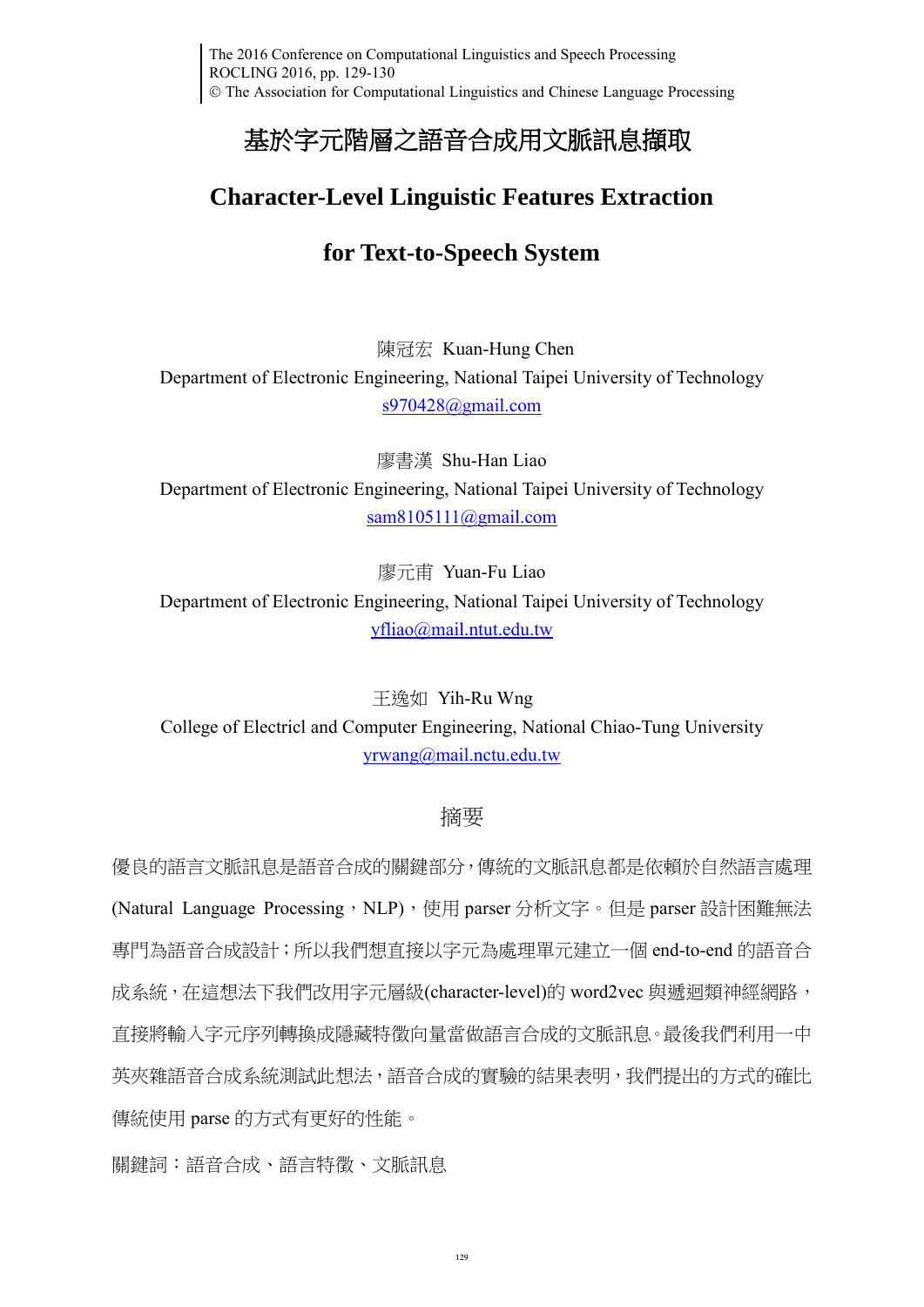# 基於字元階層之語音合成用文脈訊息擷取

# Character-Level Linguistic Features Extraction for Text-to-Speech System

陳冠宏 Kuan-Hung Chen
Department of Electronic Engineering, National Taipei University of Technology
s970428@gmail.com

廖書漢 Shu-Han Liao
Department of Electronic Engineering, National Taipei University of Technology
sam8105111@gmail.com

廖元甫 Yuan-Fu Liao
Department of Electronic Engineering, National Taipei University of Technology
yfliao@mail.ntut.edu.tw

王逸如 Yih-Ru Wng
College of Electricl and Computer Engineering, National Chiao-Tung University
yrwang@mail.nctu.edu.tw

## 摘要

優良的語言文脈訊息是語音合成的關鍵部分，傳統的文脈訊息都是依賴於自然語言處理(Natural Language Processing，NLP)，使用 parser 分析文字。但是 parser 設計困難無法專門為語音合成設計；所以我們想直接以字元為處理單元建立一個 end-to-end 的語音合成系統，在這想法下我們改用字元層級(character-level)的 word2vec 與遞迴類神經網路，直接將輸入字元序列轉換成隱藏特徵向量當做語言合成的文脈訊息。最後我們利用一中英夾雜語音合成系統測試此想法，語音合成的實驗的結果表明，我們提出的方式的確比傳統使用 parse 的方式有更好的性能。

關鍵詞：語音合成、語言特徵、文脈訊息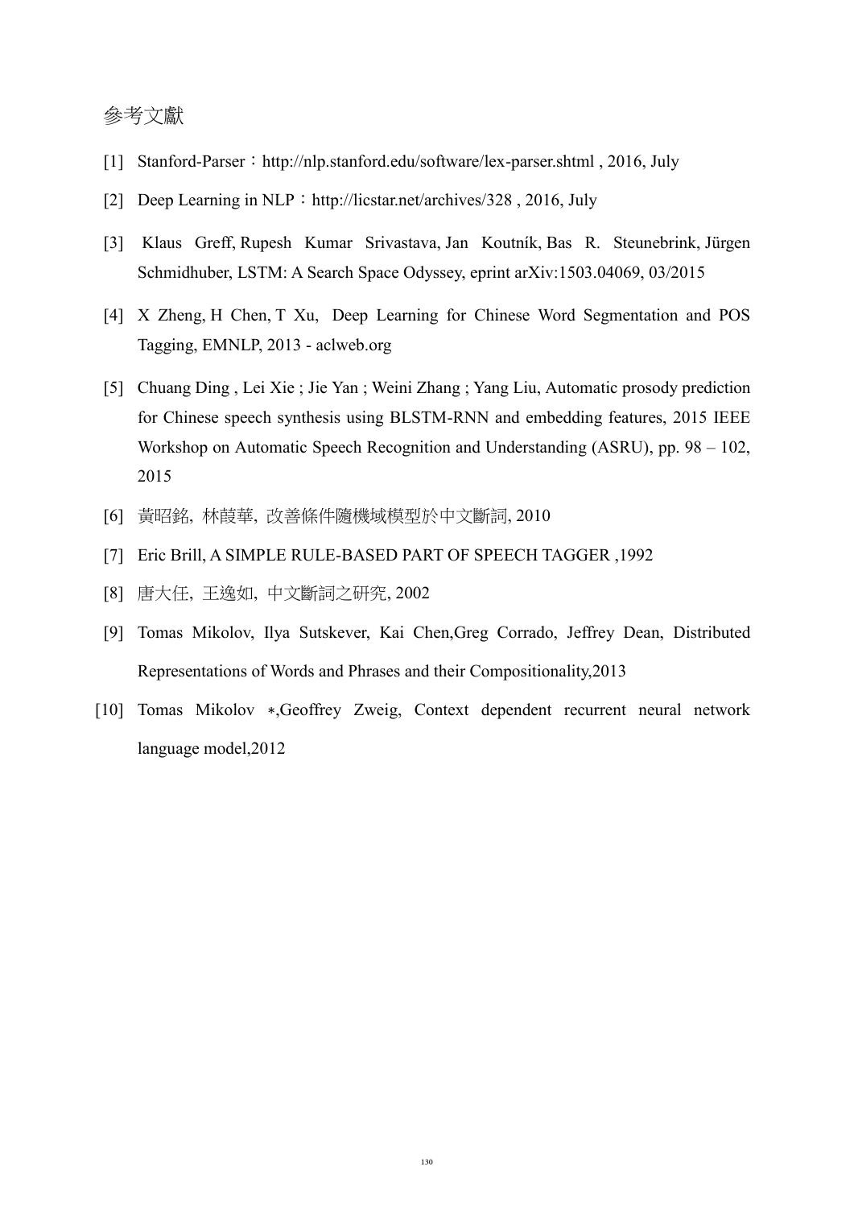參考文獻

[1] Stanford-Parser：http://nlp.stanford.edu/software/lex-parser.shtml , 2016, July

[2] Deep Learning in NLP：http://licstar.net/archives/328 , 2016, July

[3] Klaus Greff, Rupesh Kumar Srivastava, Jan Koutník, Bas R. Steunebrink, Jürgen Schmidhuber, LSTM: A Search Space Odyssey, eprint arXiv:1503.04069, 03/2015

[4] X Zheng, H Chen, T Xu, Deep Learning for Chinese Word Segmentation and POS Tagging, EMNLP, 2013 - aclweb.org

[5] Chuang Ding , Lei Xie ; Jie Yan ; Weini Zhang ; Yang Liu, Automatic prosody prediction for Chinese speech synthesis using BLSTM-RNN and embedding features, 2015 IEEE Workshop on Automatic Speech Recognition and Understanding (ASRU), pp. 98 – 102, 2015

[6] 黃昭銘, 林葭華, 改善條件隨機域模型於中文斷詞, 2010

[7] Eric Brill, A SIMPLE RULE-BASED PART OF SPEECH TAGGER ,1992

[8] 唐大任, 王逸如, 中文斷詞之研究, 2002

[9] Tomas Mikolov, Ilya Sutskever, Kai Chen,Greg Corrado, Jeffrey Dean, Distributed Representations of Words and Phrases and their Compositionality,2013

[10] Tomas Mikolov ∗,Geoffrey Zweig, Context dependent recurrent neural network language model,2012